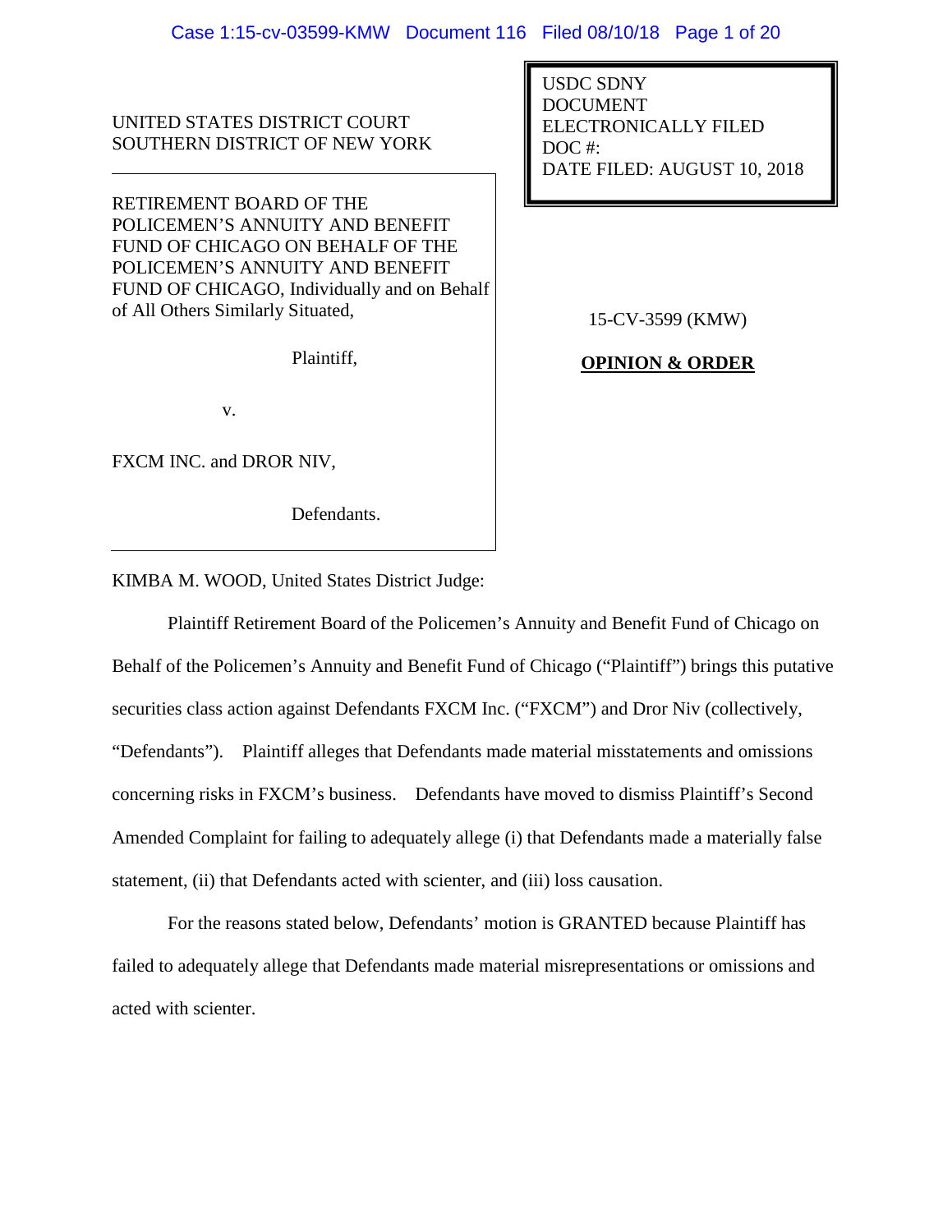UNITED STATES DISTRICT COURT
SOUTHERN DISTRICT OF NEW YORK

USDC SDNY
DOCUMENT
ELECTRONICALLY FILED
DOC #:
DATE FILED: AUGUST 10, 2018

RETIREMENT BOARD OF THE POLICEMEN'S ANNUITY AND BENEFIT FUND OF CHICAGO ON BEHALF OF THE POLICEMEN'S ANNUITY AND BENEFIT FUND OF CHICAGO, Individually and on Behalf of All Others Similarly Situated,

Plaintiff,

v.

FXCM INC. and DROR NIV,

Defendants.

15-CV-3599 (KMW)

**OPINION & ORDER**

KIMBA M. WOOD, United States District Judge:

Plaintiff Retirement Board of the Policemen's Annuity and Benefit Fund of Chicago on Behalf of the Policemen's Annuity and Benefit Fund of Chicago ("Plaintiff") brings this putative securities class action against Defendants FXCM Inc. ("FXCM") and Dror Niv (collectively, "Defendants"). Plaintiff alleges that Defendants made material misstatements and omissions concerning risks in FXCM's business. Defendants have moved to dismiss Plaintiff's Second Amended Complaint for failing to adequately allege (i) that Defendants made a materially false statement, (ii) that Defendants acted with scienter, and (iii) loss causation.

For the reasons stated below, Defendants' motion is GRANTED because Plaintiff has failed to adequately allege that Defendants made material misrepresentations or omissions and acted with scienter.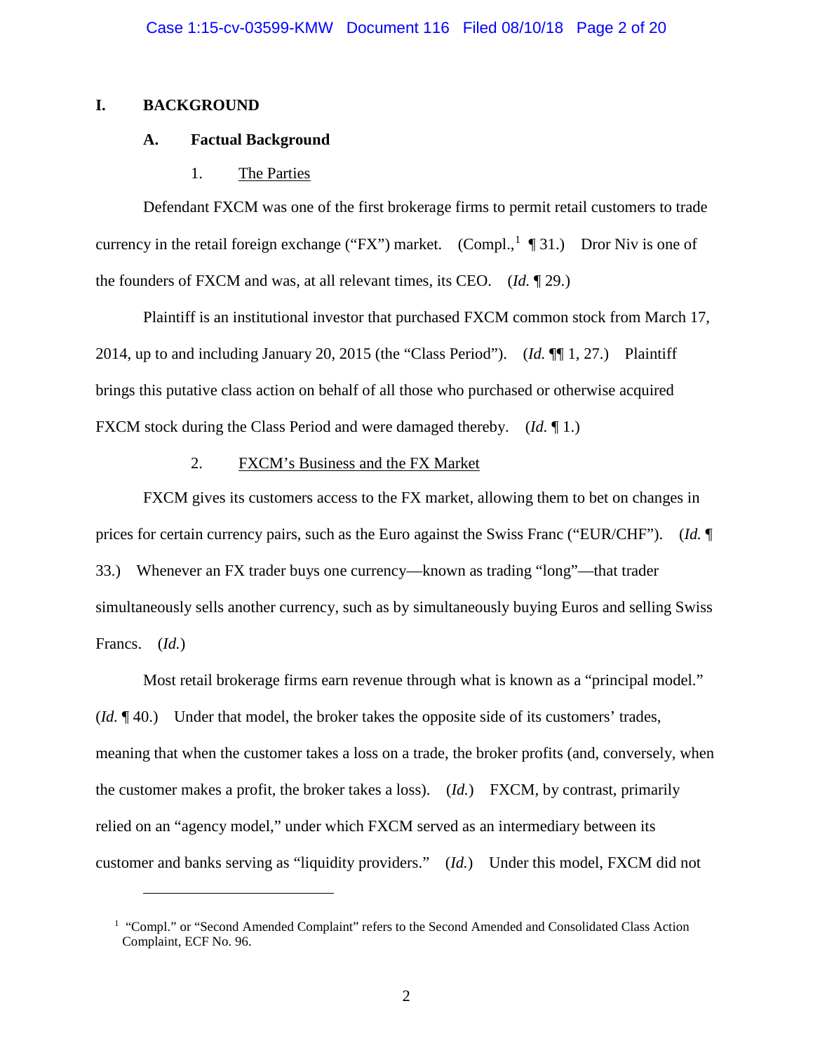# I. BACKGROUND

## A. Factual Background

### 1. The Parties

Defendant FXCM was one of the first brokerage firms to permit retail customers to trade currency in the retail foreign exchange ("FX") market. (Compl.,[1] ¶ 31.) Dror Niv is one of the founders of FXCM and was, at all relevant times, its CEO. (*Id.* ¶ 29.)

Plaintiff is an institutional investor that purchased FXCM common stock from March 17, 2014, up to and including January 20, 2015 (the "Class Period"). (*Id.* ¶¶ 1, 27.) Plaintiff brings this putative class action on behalf of all those who purchased or otherwise acquired FXCM stock during the Class Period and were damaged thereby. (*Id.* ¶ 1.)

### 2. FXCM's Business and the FX Market

FXCM gives its customers access to the FX market, allowing them to bet on changes in prices for certain currency pairs, such as the Euro against the Swiss Franc ("EUR/CHF"). (*Id.* ¶ 33.) Whenever an FX trader buys one currency—known as trading "long"—that trader simultaneously sells another currency, such as by simultaneously buying Euros and selling Swiss Francs. (*Id.*)

Most retail brokerage firms earn revenue through what is known as a "principal model." (*Id.* ¶ 40.) Under that model, the broker takes the opposite side of its customers' trades, meaning that when the customer takes a loss on a trade, the broker profits (and, conversely, when the customer makes a profit, the broker takes a loss). (*Id.*) FXCM, by contrast, primarily relied on an "agency model," under which FXCM served as an intermediary between its customer and banks serving as "liquidity providers." (*Id.*) Under this model, FXCM did not

---

[1] "Compl." or "Second Amended Complaint" refers to the Second Amended and Consolidated Class Action Complaint, ECF No. 96.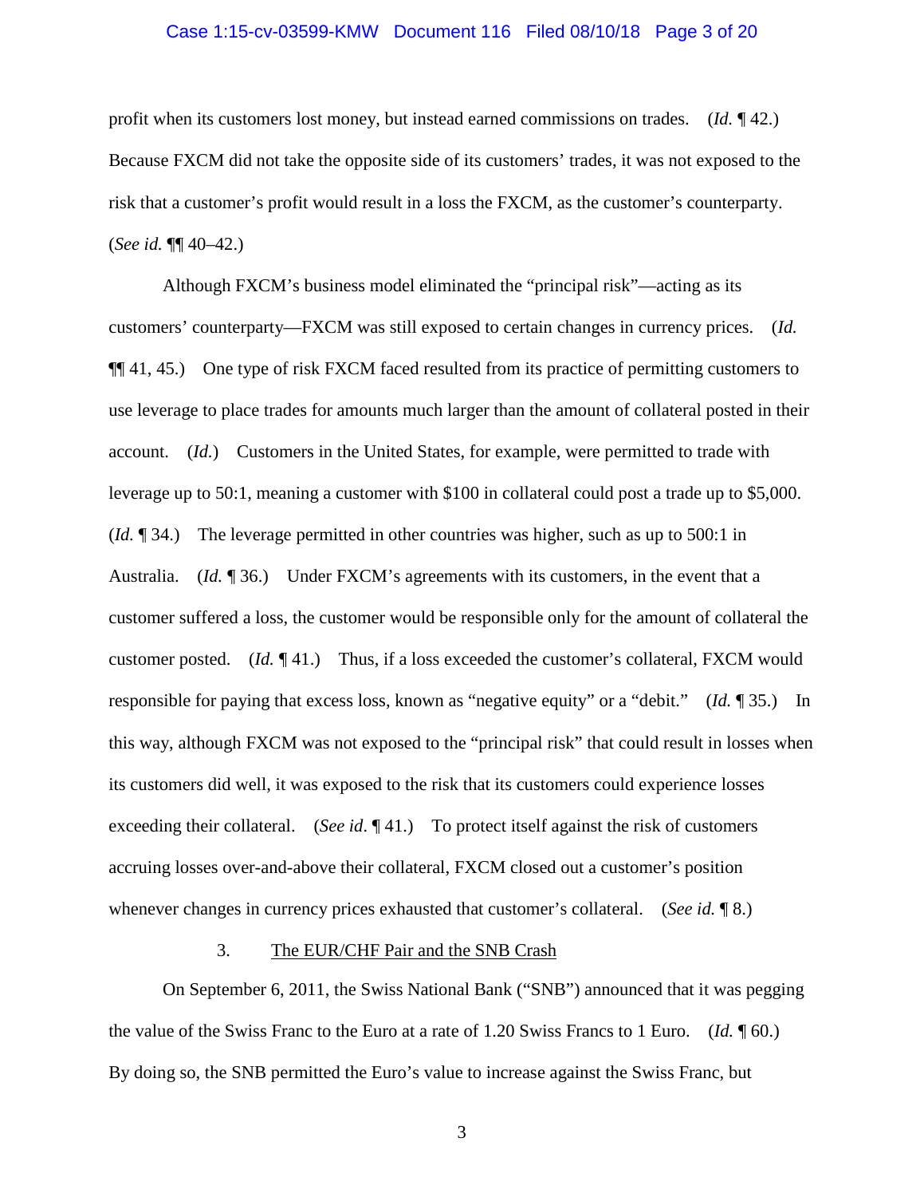profit when its customers lost money, but instead earned commissions on trades. (*Id.* ¶ 42.) Because FXCM did not take the opposite side of its customers' trades, it was not exposed to the risk that a customer's profit would result in a loss the FXCM, as the customer's counterparty. (*See id.* ¶¶ 40–42.)

Although FXCM's business model eliminated the "principal risk"—acting as its customers' counterparty—FXCM was still exposed to certain changes in currency prices. (*Id.* ¶¶ 41, 45.) One type of risk FXCM faced resulted from its practice of permitting customers to use leverage to place trades for amounts much larger than the amount of collateral posted in their account. (*Id.*) Customers in the United States, for example, were permitted to trade with leverage up to 50:1, meaning a customer with $100 in collateral could post a trade up to $5,000. (*Id.* ¶ 34.) The leverage permitted in other countries was higher, such as up to 500:1 in Australia. (*Id.* ¶ 36.) Under FXCM's agreements with its customers, in the event that a customer suffered a loss, the customer would be responsible only for the amount of collateral the customer posted. (*Id.* ¶ 41.) Thus, if a loss exceeded the customer's collateral, FXCM would responsible for paying that excess loss, known as "negative equity" or a "debit." (*Id.* ¶ 35.) In this way, although FXCM was not exposed to the "principal risk" that could result in losses when its customers did well, it was exposed to the risk that its customers could experience losses exceeding their collateral. (*See id*. ¶ 41.) To protect itself against the risk of customers accruing losses over-and-above their collateral, FXCM closed out a customer's position whenever changes in currency prices exhausted that customer's collateral. (*See id.* ¶ 8.)

### 3. <u>The EUR/CHF Pair and the SNB Crash</u>

On September 6, 2011, the Swiss National Bank ("SNB") announced that it was pegging the value of the Swiss Franc to the Euro at a rate of 1.20 Swiss Francs to 1 Euro. (*Id.* ¶ 60.) By doing so, the SNB permitted the Euro's value to increase against the Swiss Franc, but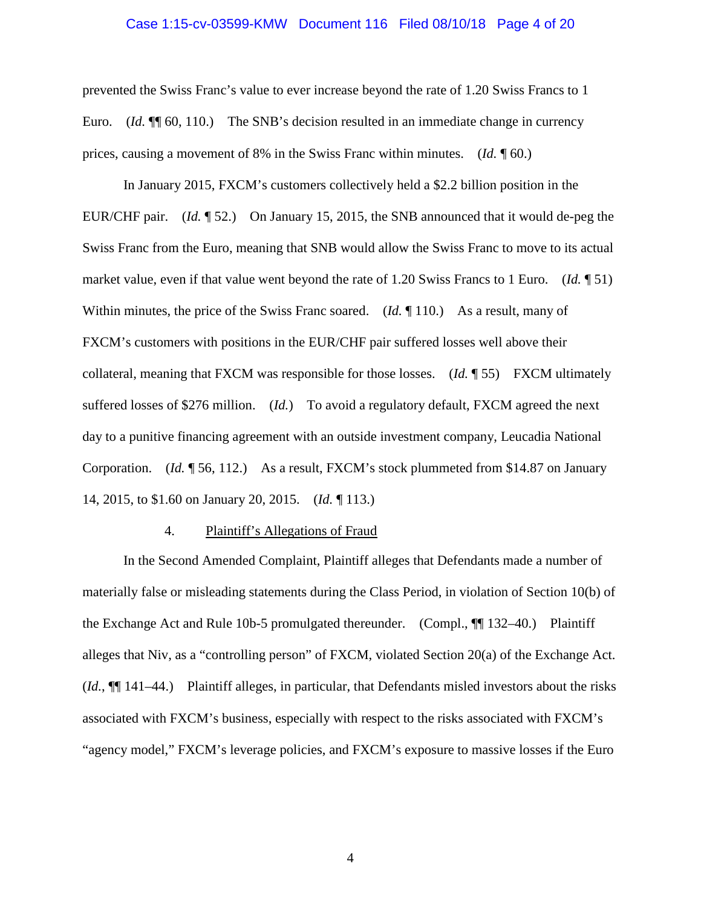prevented the Swiss Franc's value to ever increase beyond the rate of 1.20 Swiss Francs to 1 Euro. (*Id.* ¶¶ 60, 110.) The SNB's decision resulted in an immediate change in currency prices, causing a movement of 8% in the Swiss Franc within minutes. (*Id.* ¶ 60.)

In January 2015, FXCM's customers collectively held a $2.2 billion position in the EUR/CHF pair. (*Id.* ¶ 52.) On January 15, 2015, the SNB announced that it would de-peg the Swiss Franc from the Euro, meaning that SNB would allow the Swiss Franc to move to its actual market value, even if that value went beyond the rate of 1.20 Swiss Francs to 1 Euro. (*Id.* ¶ 51) Within minutes, the price of the Swiss Franc soared. (*Id.* ¶ 110.) As a result, many of FXCM's customers with positions in the EUR/CHF pair suffered losses well above their collateral, meaning that FXCM was responsible for those losses. (*Id.* ¶ 55) FXCM ultimately suffered losses of $276 million. (*Id.*) To avoid a regulatory default, FXCM agreed the next day to a punitive financing agreement with an outside investment company, Leucadia National Corporation. (*Id.* ¶ 56, 112.) As a result, FXCM's stock plummeted from $14.87 on January 14, 2015, to $1.60 on January 20, 2015. (*Id.* ¶ 113.)

4. Plaintiff's Allegations of Fraud

In the Second Amended Complaint, Plaintiff alleges that Defendants made a number of materially false or misleading statements during the Class Period, in violation of Section 10(b) of the Exchange Act and Rule 10b-5 promulgated thereunder. (Compl., ¶¶ 132–40.) Plaintiff alleges that Niv, as a "controlling person" of FXCM, violated Section 20(a) of the Exchange Act. (*Id.*, ¶¶ 141–44.) Plaintiff alleges, in particular, that Defendants misled investors about the risks associated with FXCM's business, especially with respect to the risks associated with FXCM's "agency model," FXCM's leverage policies, and FXCM's exposure to massive losses if the Euro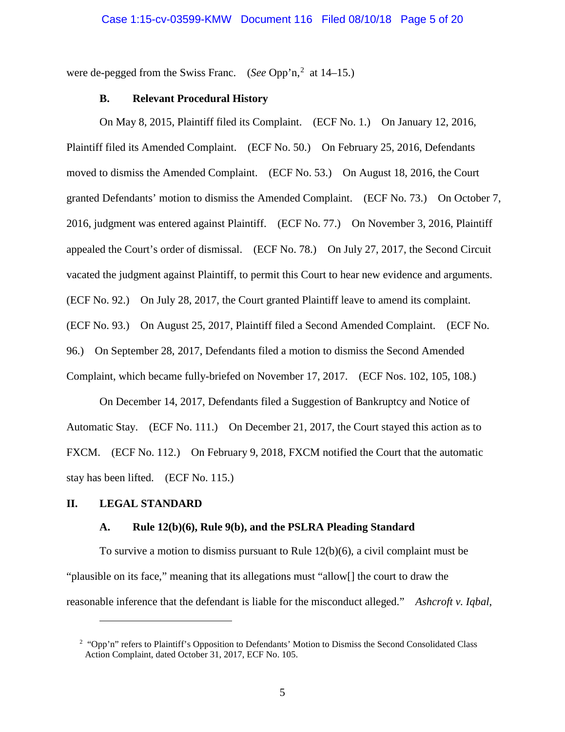were de-pegged from the Swiss Franc. (*See* Opp'n,[2] at 14–15.)

### B. Relevant Procedural History

On May 8, 2015, Plaintiff filed its Complaint. (ECF No. 1.) On January 12, 2016, Plaintiff filed its Amended Complaint. (ECF No. 50.) On February 25, 2016, Defendants moved to dismiss the Amended Complaint. (ECF No. 53.) On August 18, 2016, the Court granted Defendants' motion to dismiss the Amended Complaint. (ECF No. 73.) On October 7, 2016, judgment was entered against Plaintiff. (ECF No. 77.) On November 3, 2016, Plaintiff appealed the Court's order of dismissal. (ECF No. 78.) On July 27, 2017, the Second Circuit vacated the judgment against Plaintiff, to permit this Court to hear new evidence and arguments. (ECF No. 92.) On July 28, 2017, the Court granted Plaintiff leave to amend its complaint. (ECF No. 93.) On August 25, 2017, Plaintiff filed a Second Amended Complaint. (ECF No. 96.) On September 28, 2017, Defendants filed a motion to dismiss the Second Amended Complaint, which became fully-briefed on November 17, 2017. (ECF Nos. 102, 105, 108.)

On December 14, 2017, Defendants filed a Suggestion of Bankruptcy and Notice of Automatic Stay. (ECF No. 111.) On December 21, 2017, the Court stayed this action as to FXCM. (ECF No. 112.) On February 9, 2018, FXCM notified the Court that the automatic stay has been lifted. (ECF No. 115.)

## II. LEGAL STANDARD

### A. Rule 12(b)(6), Rule 9(b), and the PSLRA Pleading Standard

To survive a motion to dismiss pursuant to Rule 12(b)(6), a civil complaint must be "plausible on its face," meaning that its allegations must "allow[] the court to draw the reasonable inference that the defendant is liable for the misconduct alleged." *Ashcroft v. Iqbal*,

---

[2] "Opp'n" refers to Plaintiff's Opposition to Defendants' Motion to Dismiss the Second Consolidated Class Action Complaint, dated October 31, 2017, ECF No. 105.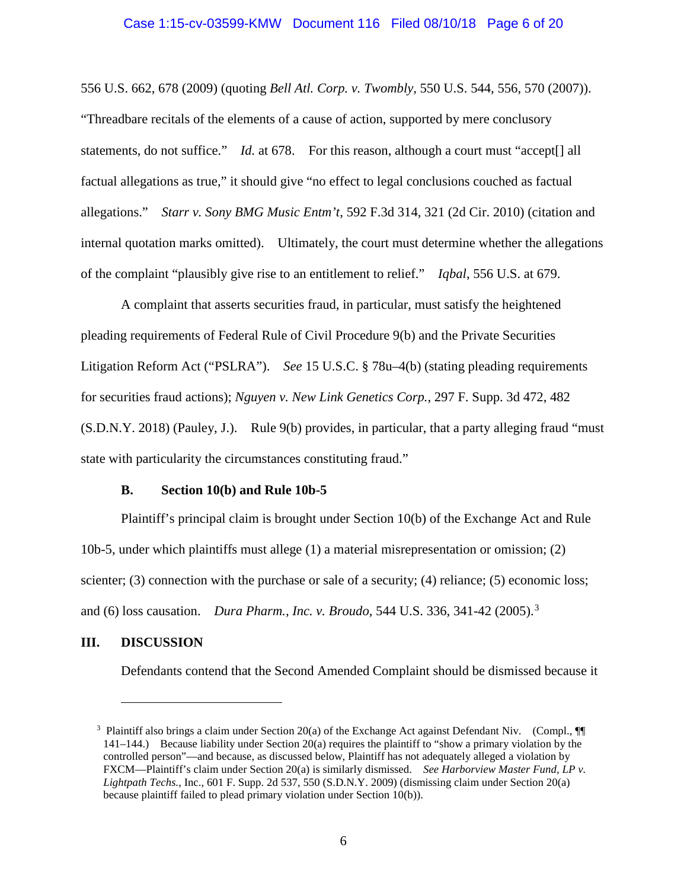556 U.S. 662, 678 (2009) (quoting *Bell Atl. Corp. v. Twombly*, 550 U.S. 544, 556, 570 (2007)). "Threadbare recitals of the elements of a cause of action, supported by mere conclusory statements, do not suffice." *Id.* at 678. For this reason, although a court must "accept[] all factual allegations as true," it should give "no effect to legal conclusions couched as factual allegations." *Starr v. Sony BMG Music Entm't*, 592 F.3d 314, 321 (2d Cir. 2010) (citation and internal quotation marks omitted). Ultimately, the court must determine whether the allegations of the complaint "plausibly give rise to an entitlement to relief." *Iqbal*, 556 U.S. at 679.

A complaint that asserts securities fraud, in particular, must satisfy the heightened pleading requirements of Federal Rule of Civil Procedure 9(b) and the Private Securities Litigation Reform Act ("PSLRA"). *See* 15 U.S.C. § 78u–4(b) (stating pleading requirements for securities fraud actions); *Nguyen v. New Link Genetics Corp.*, 297 F. Supp. 3d 472, 482 (S.D.N.Y. 2018) (Pauley, J.). Rule 9(b) provides, in particular, that a party alleging fraud "must state with particularity the circumstances constituting fraud."

### B. Section 10(b) and Rule 10b-5

Plaintiff's principal claim is brought under Section 10(b) of the Exchange Act and Rule 10b-5, under which plaintiffs must allege (1) a material misrepresentation or omission; (2) scienter; (3) connection with the purchase or sale of a security; (4) reliance; (5) economic loss; and (6) loss causation. *Dura Pharm., Inc. v. Broudo*, 544 U.S. 336, 341-42 (2005).[3]

## III. DISCUSSION

Defendants contend that the Second Amended Complaint should be dismissed because it

---

[3] Plaintiff also brings a claim under Section 20(a) of the Exchange Act against Defendant Niv. (Compl., ¶¶ 141–144.) Because liability under Section 20(a) requires the plaintiff to "show a primary violation by the controlled person"—and because, as discussed below, Plaintiff has not adequately alleged a violation by FXCM—Plaintiff's claim under Section 20(a) is similarly dismissed. *See Harborview Master Fund, LP v. Lightpath Techs.*, Inc., 601 F. Supp. 2d 537, 550 (S.D.N.Y. 2009) (dismissing claim under Section 20(a) because plaintiff failed to plead primary violation under Section 10(b)).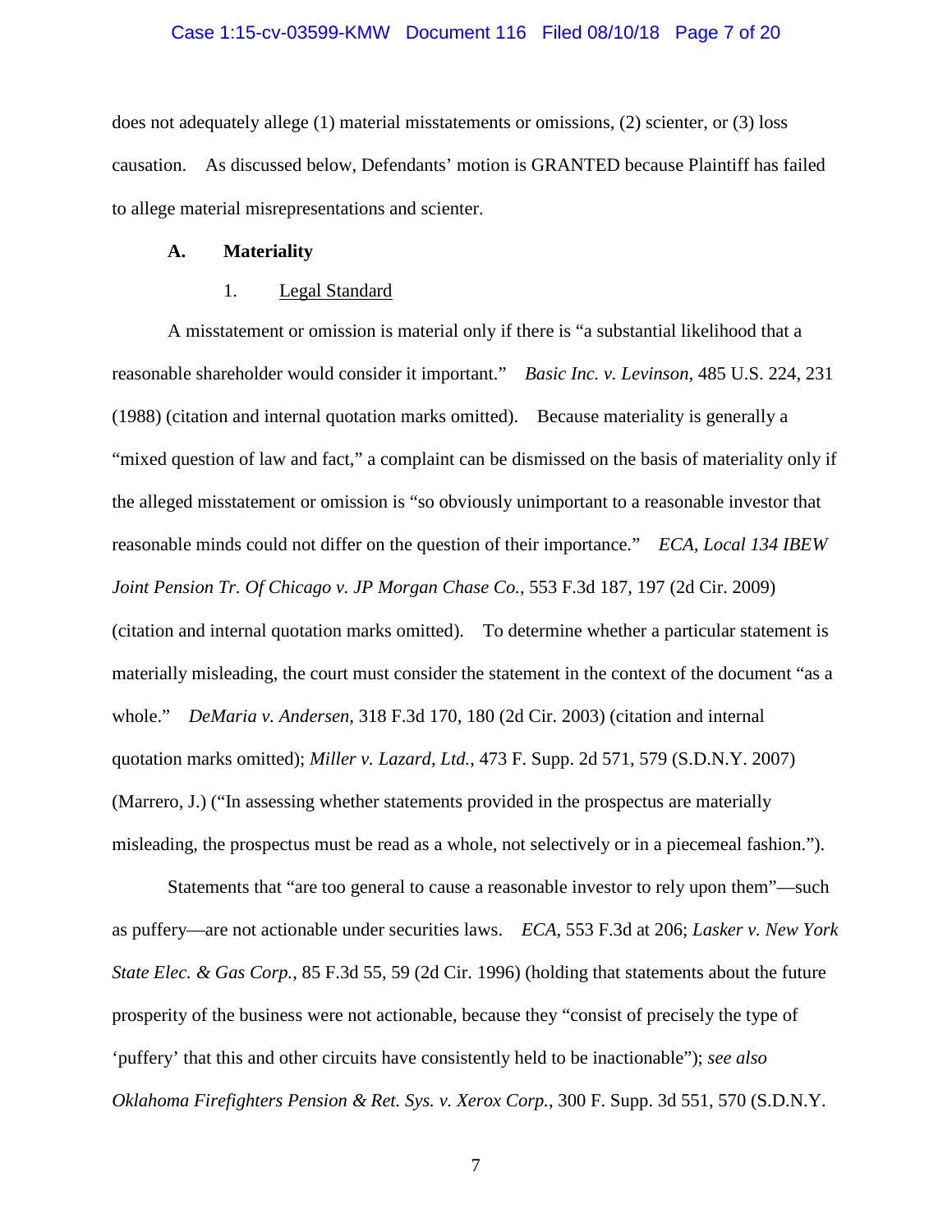does not adequately allege (1) material misstatements or omissions, (2) scienter, or (3) loss causation. As discussed below, Defendants' motion is GRANTED because Plaintiff has failed to allege material misrepresentations and scienter.

### A. Materiality

#### 1. Legal Standard

A misstatement or omission is material only if there is "a substantial likelihood that a reasonable shareholder would consider it important." *Basic Inc. v. Levinson*, 485 U.S. 224, 231 (1988) (citation and internal quotation marks omitted). Because materiality is generally a "mixed question of law and fact," a complaint can be dismissed on the basis of materiality only if the alleged misstatement or omission is "so obviously unimportant to a reasonable investor that reasonable minds could not differ on the question of their importance." *ECA, Local 134 IBEW Joint Pension Tr. Of Chicago v. JP Morgan Chase Co.*, 553 F.3d 187, 197 (2d Cir. 2009) (citation and internal quotation marks omitted). To determine whether a particular statement is materially misleading, the court must consider the statement in the context of the document "as a whole." *DeMaria v. Andersen*, 318 F.3d 170, 180 (2d Cir. 2003) (citation and internal quotation marks omitted); *Miller v. Lazard, Ltd.*, 473 F. Supp. 2d 571, 579 (S.D.N.Y. 2007) (Marrero, J.) ("In assessing whether statements provided in the prospectus are materially misleading, the prospectus must be read as a whole, not selectively or in a piecemeal fashion.").

Statements that "are too general to cause a reasonable investor to rely upon them"—such as puffery—are not actionable under securities laws. *ECA*, 553 F.3d at 206; *Lasker v. New York State Elec. & Gas Corp.*, 85 F.3d 55, 59 (2d Cir. 1996) (holding that statements about the future prosperity of the business were not actionable, because they "consist of precisely the type of 'puffery' that this and other circuits have consistently held to be inactionable"); *see also Oklahoma Firefighters Pension & Ret. Sys. v. Xerox Corp.*, 300 F. Supp. 3d 551, 570 (S.D.N.Y.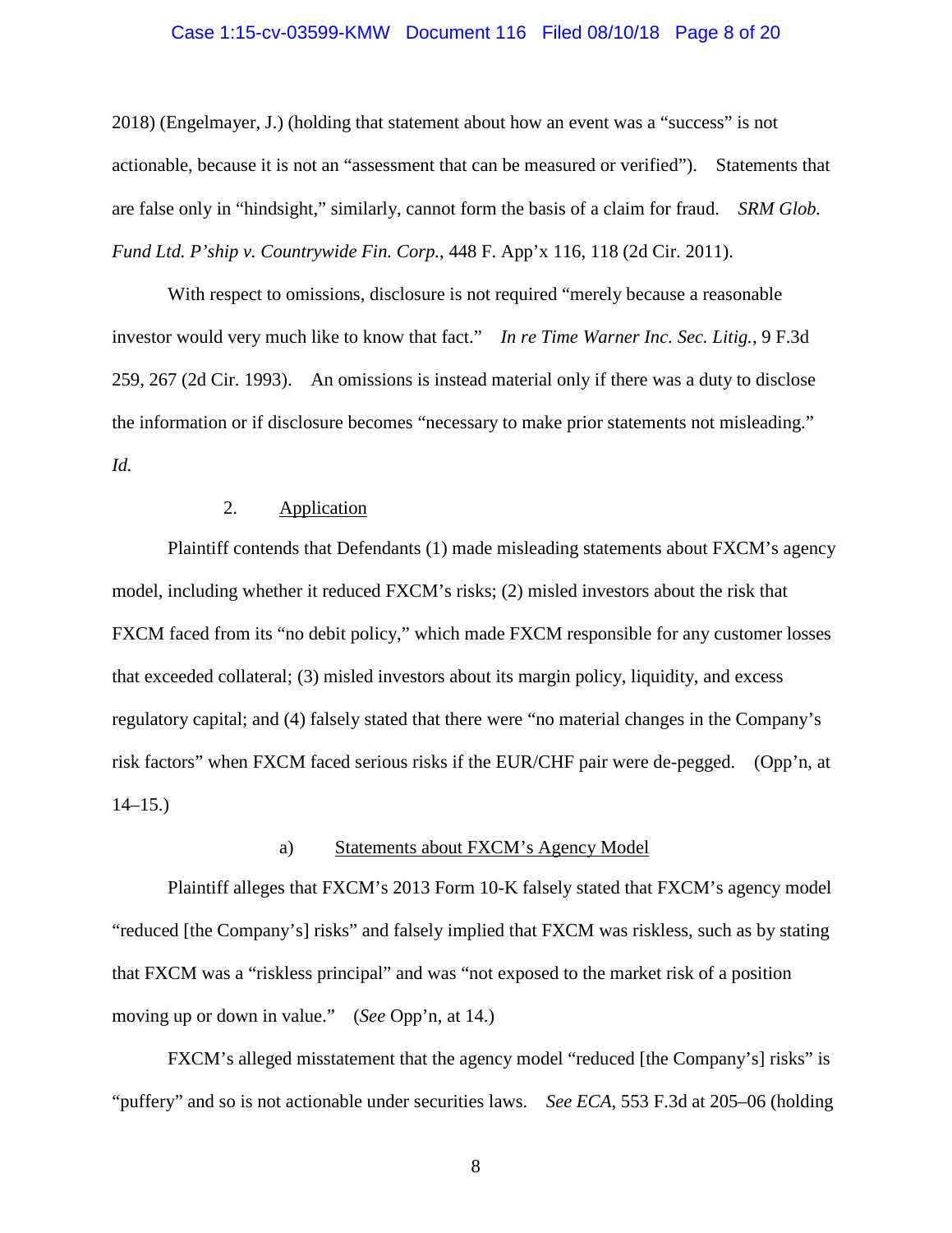2018) (Engelmayer, J.) (holding that statement about how an event was a "success" is not actionable, because it is not an "assessment that can be measured or verified"). Statements that are false only in "hindsight," similarly, cannot form the basis of a claim for fraud. *SRM Glob. Fund Ltd. P'ship v. Countrywide Fin. Corp.*, 448 F. App'x 116, 118 (2d Cir. 2011).

With respect to omissions, disclosure is not required "merely because a reasonable investor would very much like to know that fact." *In re Time Warner Inc. Sec. Litig.*, 9 F.3d 259, 267 (2d Cir. 1993). An omissions is instead material only if there was a duty to disclose the information or if disclosure becomes "necessary to make prior statements not misleading." *Id.*

2. Application

Plaintiff contends that Defendants (1) made misleading statements about FXCM's agency model, including whether it reduced FXCM's risks; (2) misled investors about the risk that FXCM faced from its "no debit policy," which made FXCM responsible for any customer losses that exceeded collateral; (3) misled investors about its margin policy, liquidity, and excess regulatory capital; and (4) falsely stated that there were "no material changes in the Company's risk factors" when FXCM faced serious risks if the EUR/CHF pair were de-pegged. (Opp'n, at 14–15.)

a) Statements about FXCM's Agency Model

Plaintiff alleges that FXCM's 2013 Form 10-K falsely stated that FXCM's agency model "reduced [the Company's] risks" and falsely implied that FXCM was riskless, such as by stating that FXCM was a "riskless principal" and was "not exposed to the market risk of a position moving up or down in value." (*See* Opp'n, at 14.)

FXCM's alleged misstatement that the agency model "reduced [the Company's] risks" is "puffery" and so is not actionable under securities laws. *See ECA*, 553 F.3d at 205–06 (holding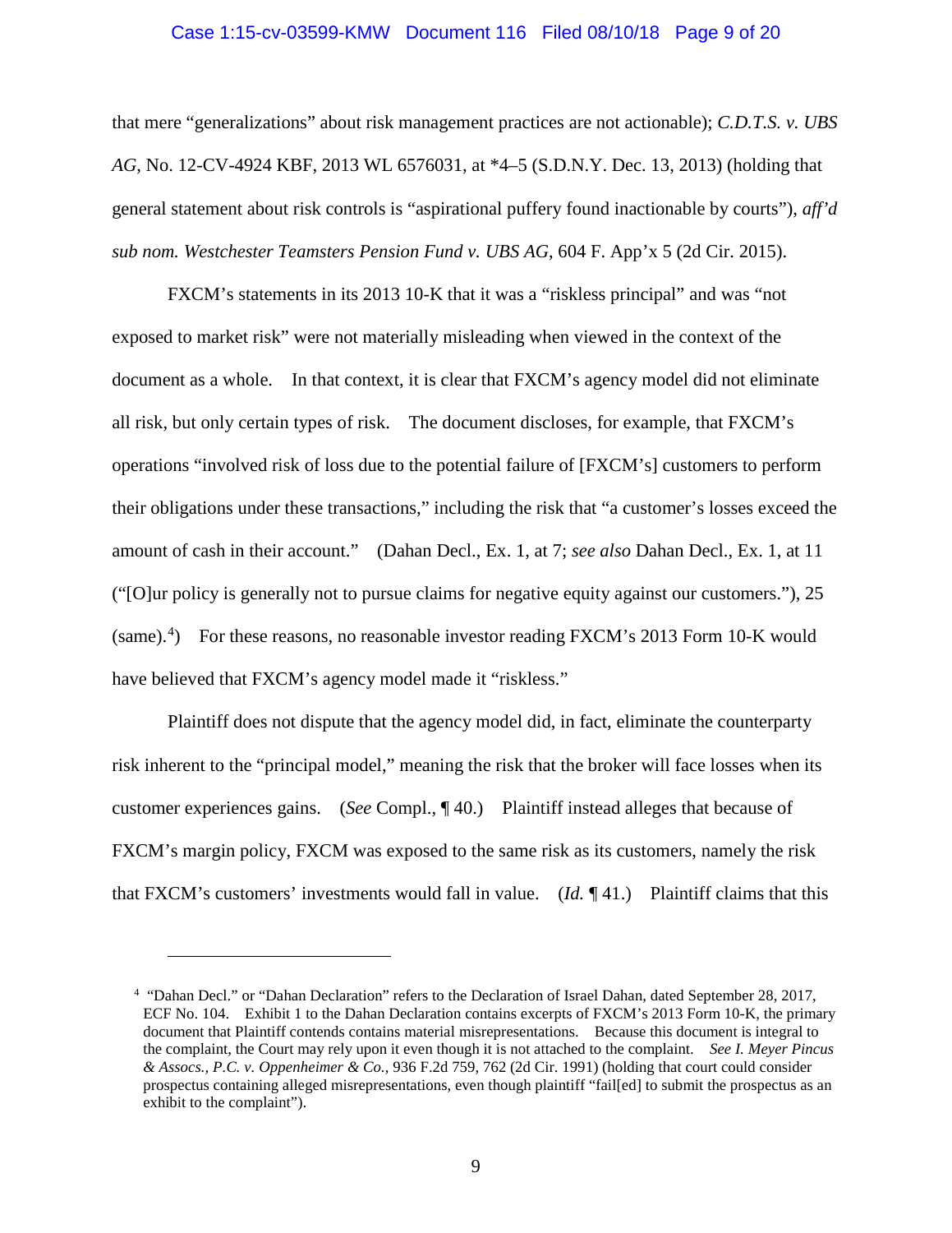that mere "generalizations" about risk management practices are not actionable); *C.D.T.S. v. UBS AG*, No. 12-CV-4924 KBF, 2013 WL 6576031, at *4–5 (S.D.N.Y. Dec. 13, 2013) (holding that general statement about risk controls is "aspirational puffery found inactionable by courts"), *aff'd sub nom. Westchester Teamsters Pension Fund v. UBS AG*, 604 F. App'x 5 (2d Cir. 2015).

FXCM's statements in its 2013 10-K that it was a "riskless principal" and was "not exposed to market risk" were not materially misleading when viewed in the context of the document as a whole. In that context, it is clear that FXCM's agency model did not eliminate all risk, but only certain types of risk. The document discloses, for example, that FXCM's operations "involved risk of loss due to the potential failure of [FXCM's] customers to perform their obligations under these transactions," including the risk that "a customer's losses exceed the amount of cash in their account." (Dahan Decl., Ex. 1, at 7; *see also* Dahan Decl., Ex. 1, at 11 ("[O]ur policy is generally not to pursue claims for negative equity against our customers."), 25 (same).[4]) For these reasons, no reasonable investor reading FXCM's 2013 Form 10-K would have believed that FXCM's agency model made it "riskless."

Plaintiff does not dispute that the agency model did, in fact, eliminate the counterparty risk inherent to the "principal model," meaning the risk that the broker will face losses when its customer experiences gains. (*See* Compl., ¶ 40.) Plaintiff instead alleges that because of FXCM's margin policy, FXCM was exposed to the same risk as its customers, namely the risk that FXCM's customers' investments would fall in value. (*Id.* ¶ 41.) Plaintiff claims that this

---

[4] "Dahan Decl." or "Dahan Declaration" refers to the Declaration of Israel Dahan, dated September 28, 2017, ECF No. 104. Exhibit 1 to the Dahan Declaration contains excerpts of FXCM's 2013 Form 10-K, the primary document that Plaintiff contends contains material misrepresentations. Because this document is integral to the complaint, the Court may rely upon it even though it is not attached to the complaint. *See I. Meyer Pincus & Assocs., P.C. v. Oppenheimer & Co.*, 936 F.2d 759, 762 (2d Cir. 1991) (holding that court could consider prospectus containing alleged misrepresentations, even though plaintiff "fail[ed] to submit the prospectus as an exhibit to the complaint").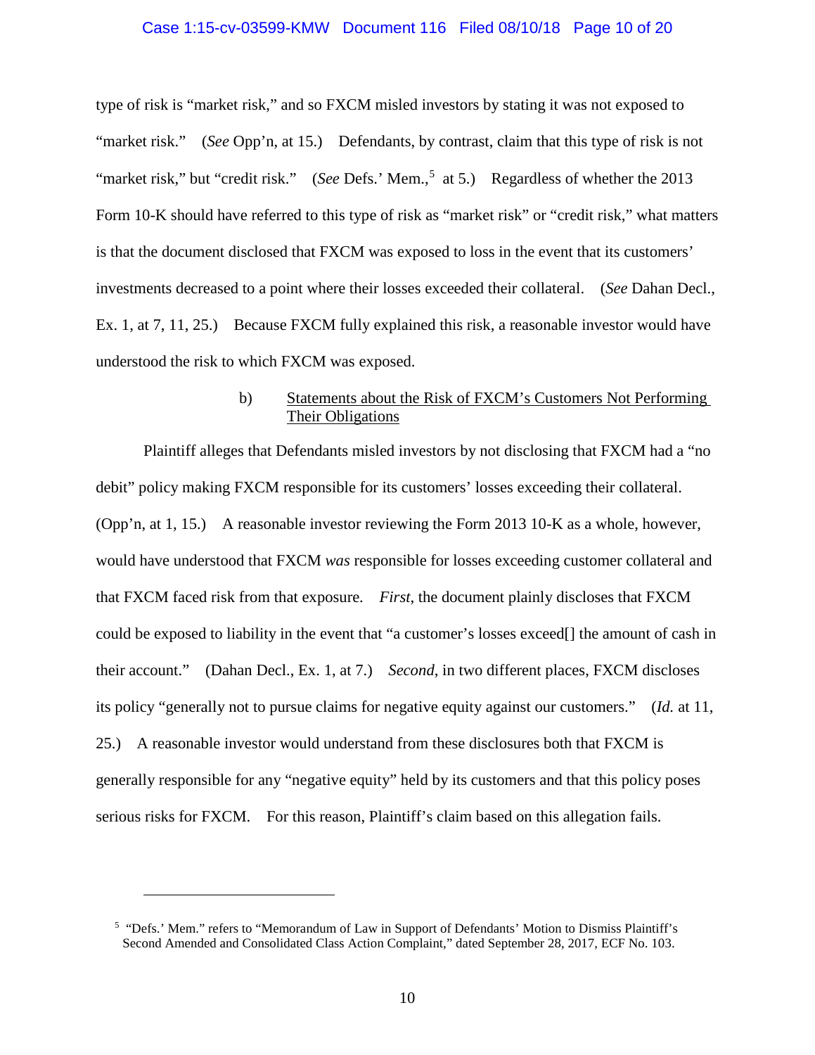type of risk is "market risk," and so FXCM misled investors by stating it was not exposed to "market risk." (*See* Opp'n, at 15.) Defendants, by contrast, claim that this type of risk is not "market risk," but "credit risk." (*See* Defs.' Mem.,[5] at 5.) Regardless of whether the 2013 Form 10-K should have referred to this type of risk as "market risk" or "credit risk," what matters is that the document disclosed that FXCM was exposed to loss in the event that its customers' investments decreased to a point where their losses exceeded their collateral. (*See* Dahan Decl., Ex. 1, at 7, 11, 25.) Because FXCM fully explained this risk, a reasonable investor would have understood the risk to which FXCM was exposed.

b) <u>Statements about the Risk of FXCM's Customers Not Performing Their Obligations</u>

Plaintiff alleges that Defendants misled investors by not disclosing that FXCM had a "no debit" policy making FXCM responsible for its customers' losses exceeding their collateral. (Opp'n, at 1, 15.) A reasonable investor reviewing the Form 2013 10-K as a whole, however, would have understood that FXCM *was* responsible for losses exceeding customer collateral and that FXCM faced risk from that exposure. *First*, the document plainly discloses that FXCM could be exposed to liability in the event that "a customer's losses exceed[] the amount of cash in their account." (Dahan Decl., Ex. 1, at 7.) *Second*, in two different places, FXCM discloses its policy "generally not to pursue claims for negative equity against our customers." (*Id.* at 11, 25.) A reasonable investor would understand from these disclosures both that FXCM is generally responsible for any "negative equity" held by its customers and that this policy poses serious risks for FXCM. For this reason, Plaintiff's claim based on this allegation fails.

---

[5] "Defs.' Mem." refers to "Memorandum of Law in Support of Defendants' Motion to Dismiss Plaintiff's Second Amended and Consolidated Class Action Complaint," dated September 28, 2017, ECF No. 103.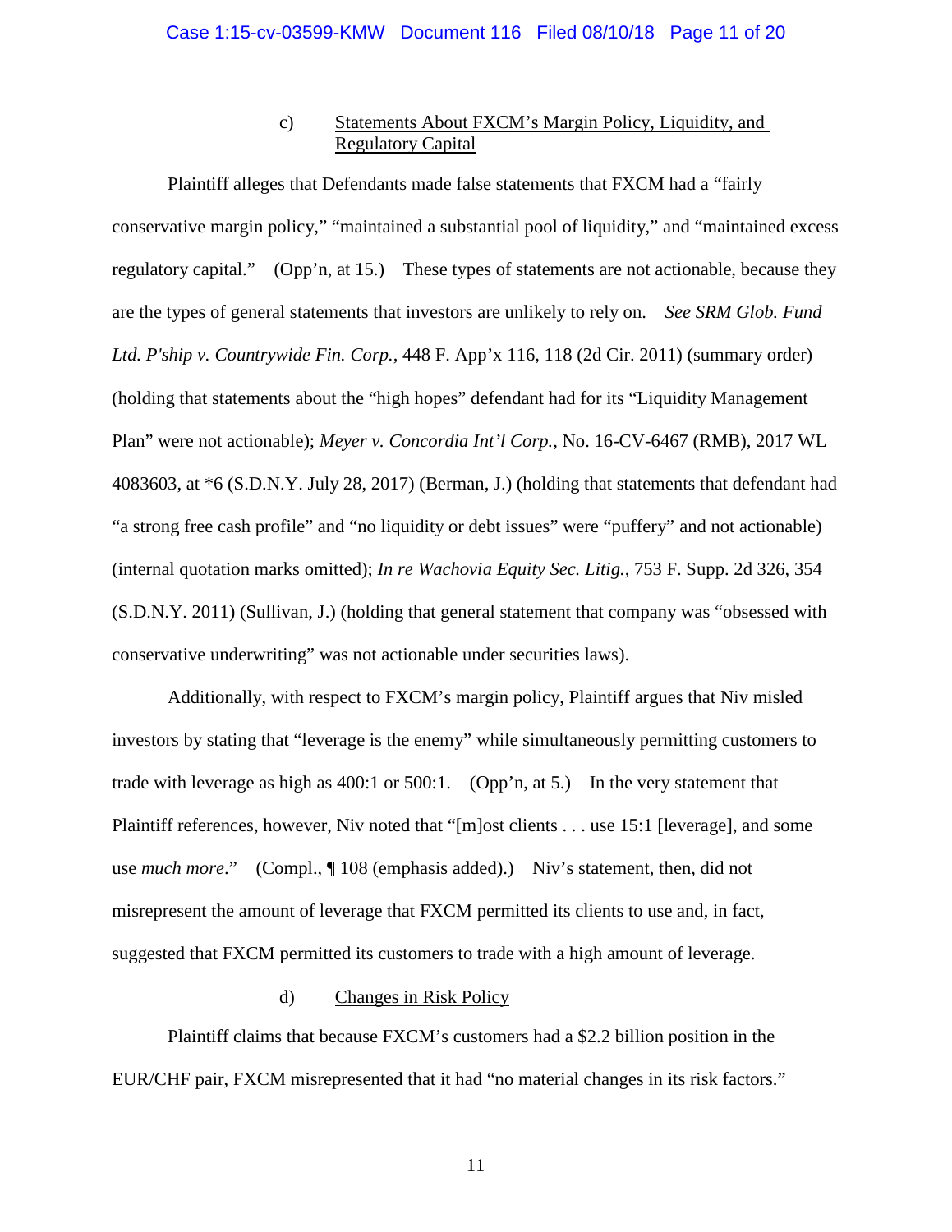c) <u>Statements About FXCM's Margin Policy, Liquidity, and Regulatory Capital</u>

Plaintiff alleges that Defendants made false statements that FXCM had a "fairly conservative margin policy," "maintained a substantial pool of liquidity," and "maintained excess regulatory capital." (Opp'n, at 15.) These types of statements are not actionable, because they are the types of general statements that investors are unlikely to rely on. *See SRM Glob. Fund Ltd. P'ship v. Countrywide Fin. Corp.*, 448 F. App'x 116, 118 (2d Cir. 2011) (summary order) (holding that statements about the "high hopes" defendant had for its "Liquidity Management Plan" were not actionable); *Meyer v. Concordia Int'l Corp.*, No. 16-CV-6467 (RMB), 2017 WL 4083603, at *6 (S.D.N.Y. July 28, 2017) (Berman, J.) (holding that statements that defendant had "a strong free cash profile" and "no liquidity or debt issues" were "puffery" and not actionable) (internal quotation marks omitted); *In re Wachovia Equity Sec. Litig.*, 753 F. Supp. 2d 326, 354 (S.D.N.Y. 2011) (Sullivan, J.) (holding that general statement that company was "obsessed with conservative underwriting" was not actionable under securities laws).

Additionally, with respect to FXCM's margin policy, Plaintiff argues that Niv misled investors by stating that "leverage is the enemy" while simultaneously permitting customers to trade with leverage as high as 400:1 or 500:1. (Opp'n, at 5.) In the very statement that Plaintiff references, however, Niv noted that "[m]ost clients . . . use 15:1 [leverage], and some use *much more*." (Compl., ¶ 108 (emphasis added).) Niv's statement, then, did not misrepresent the amount of leverage that FXCM permitted its clients to use and, in fact, suggested that FXCM permitted its customers to trade with a high amount of leverage.

d) <u>Changes in Risk Policy</u>

Plaintiff claims that because FXCM's customers had a $2.2 billion position in the EUR/CHF pair, FXCM misrepresented that it had "no material changes in its risk factors."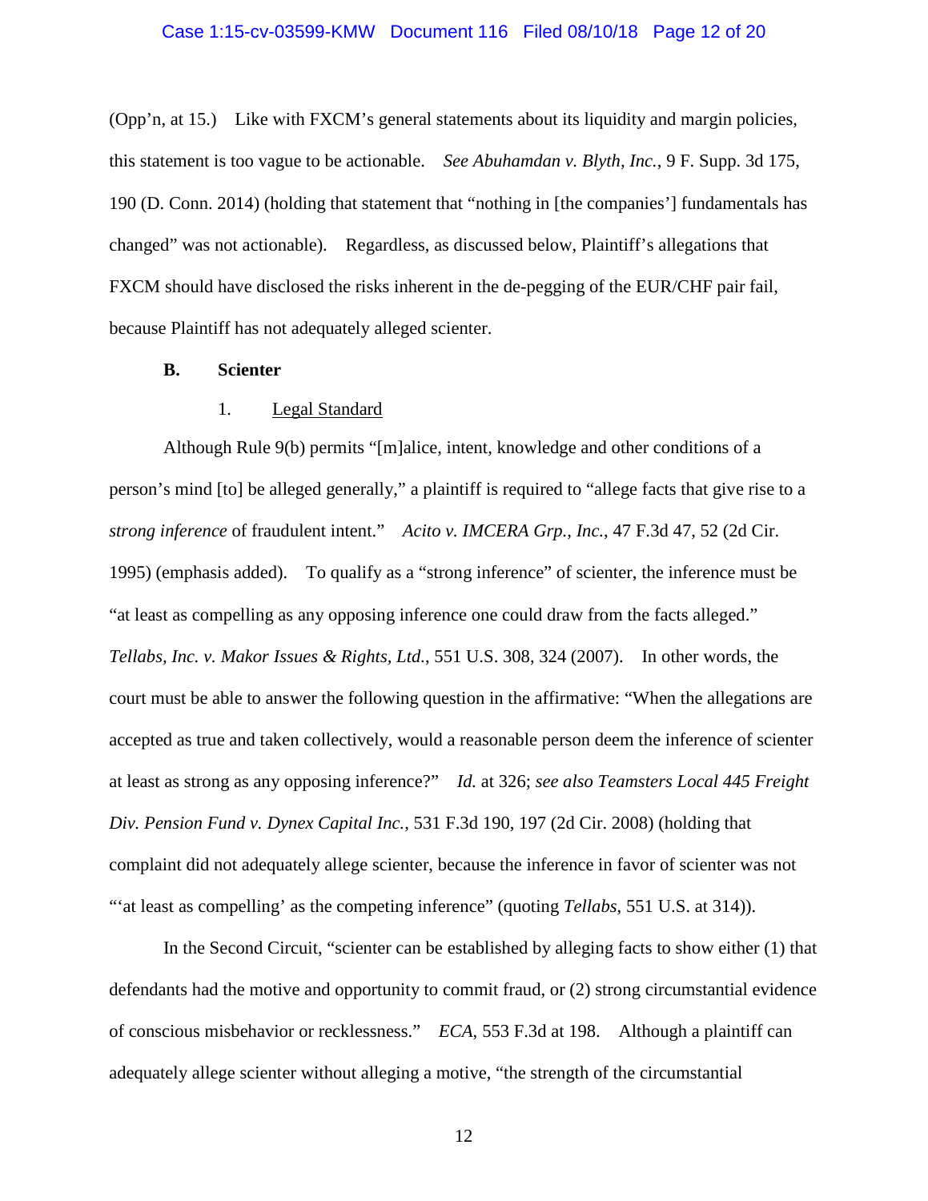(Opp'n, at 15.) Like with FXCM's general statements about its liquidity and margin policies, this statement is too vague to be actionable. *See Abuhamdan v. Blyth, Inc.*, 9 F. Supp. 3d 175, 190 (D. Conn. 2014) (holding that statement that "nothing in [the companies'] fundamentals has changed" was not actionable). Regardless, as discussed below, Plaintiff's allegations that FXCM should have disclosed the risks inherent in the de-pegging of the EUR/CHF pair fail, because Plaintiff has not adequately alleged scienter.

### B. Scienter

#### 1. Legal Standard

Although Rule 9(b) permits "[m]alice, intent, knowledge and other conditions of a person's mind [to] be alleged generally," a plaintiff is required to "allege facts that give rise to a *strong inference* of fraudulent intent." *Acito v. IMCERA Grp., Inc.*, 47 F.3d 47, 52 (2d Cir. 1995) (emphasis added). To qualify as a "strong inference" of scienter, the inference must be "at least as compelling as any opposing inference one could draw from the facts alleged." *Tellabs, Inc. v. Makor Issues & Rights, Ltd.*, 551 U.S. 308, 324 (2007). In other words, the court must be able to answer the following question in the affirmative: "When the allegations are accepted as true and taken collectively, would a reasonable person deem the inference of scienter at least as strong as any opposing inference?" *Id.* at 326; *see also Teamsters Local 445 Freight Div. Pension Fund v. Dynex Capital Inc.*, 531 F.3d 190, 197 (2d Cir. 2008) (holding that complaint did not adequately allege scienter, because the inference in favor of scienter was not "'at least as compelling' as the competing inference" (quoting *Tellabs*, 551 U.S. at 314)).

In the Second Circuit, "scienter can be established by alleging facts to show either (1) that defendants had the motive and opportunity to commit fraud, or (2) strong circumstantial evidence of conscious misbehavior or recklessness." *ECA*, 553 F.3d at 198. Although a plaintiff can adequately allege scienter without alleging a motive, "the strength of the circumstantial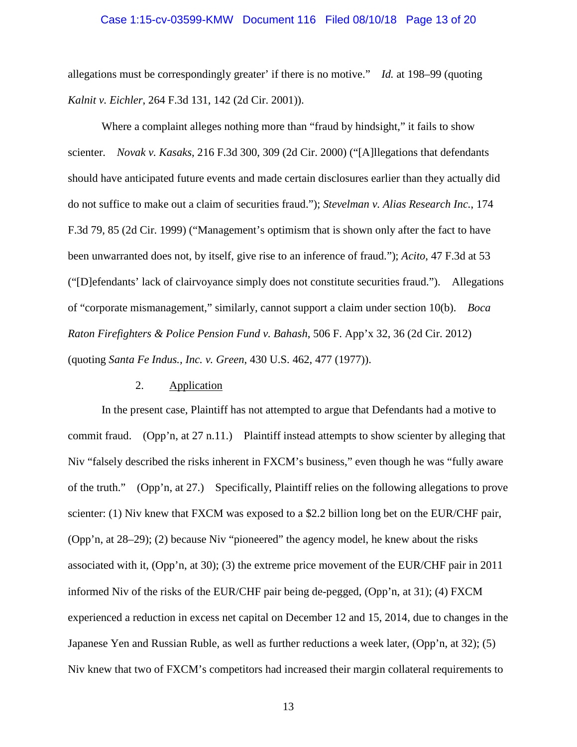allegations must be correspondingly greater' if there is no motive." *Id.* at 198–99 (quoting *Kalnit v. Eichler*, 264 F.3d 131, 142 (2d Cir. 2001)).

Where a complaint alleges nothing more than "fraud by hindsight," it fails to show scienter. *Novak v. Kasaks*, 216 F.3d 300, 309 (2d Cir. 2000) ("[A]llegations that defendants should have anticipated future events and made certain disclosures earlier than they actually did do not suffice to make out a claim of securities fraud."); *Stevelman v. Alias Research Inc.*, 174 F.3d 79, 85 (2d Cir. 1999) ("Management's optimism that is shown only after the fact to have been unwarranted does not, by itself, give rise to an inference of fraud."); *Acito*, 47 F.3d at 53 ("[D]efendants' lack of clairvoyance simply does not constitute securities fraud."). Allegations of "corporate mismanagement," similarly, cannot support a claim under section 10(b). *Boca Raton Firefighters & Police Pension Fund v. Bahash*, 506 F. App'x 32, 36 (2d Cir. 2012) (quoting *Santa Fe Indus., Inc. v. Green*, 430 U.S. 462, 477 (1977)).

2. Application

In the present case, Plaintiff has not attempted to argue that Defendants had a motive to commit fraud. (Opp'n, at 27 n.11.) Plaintiff instead attempts to show scienter by alleging that Niv "falsely described the risks inherent in FXCM's business," even though he was "fully aware of the truth." (Opp'n, at 27.) Specifically, Plaintiff relies on the following allegations to prove scienter: (1) Niv knew that FXCM was exposed to a $2.2 billion long bet on the EUR/CHF pair, (Opp'n, at 28–29); (2) because Niv "pioneered" the agency model, he knew about the risks associated with it, (Opp'n, at 30); (3) the extreme price movement of the EUR/CHF pair in 2011 informed Niv of the risks of the EUR/CHF pair being de-pegged, (Opp'n, at 31); (4) FXCM experienced a reduction in excess net capital on December 12 and 15, 2014, due to changes in the Japanese Yen and Russian Ruble, as well as further reductions a week later, (Opp'n, at 32); (5) Niv knew that two of FXCM's competitors had increased their margin collateral requirements to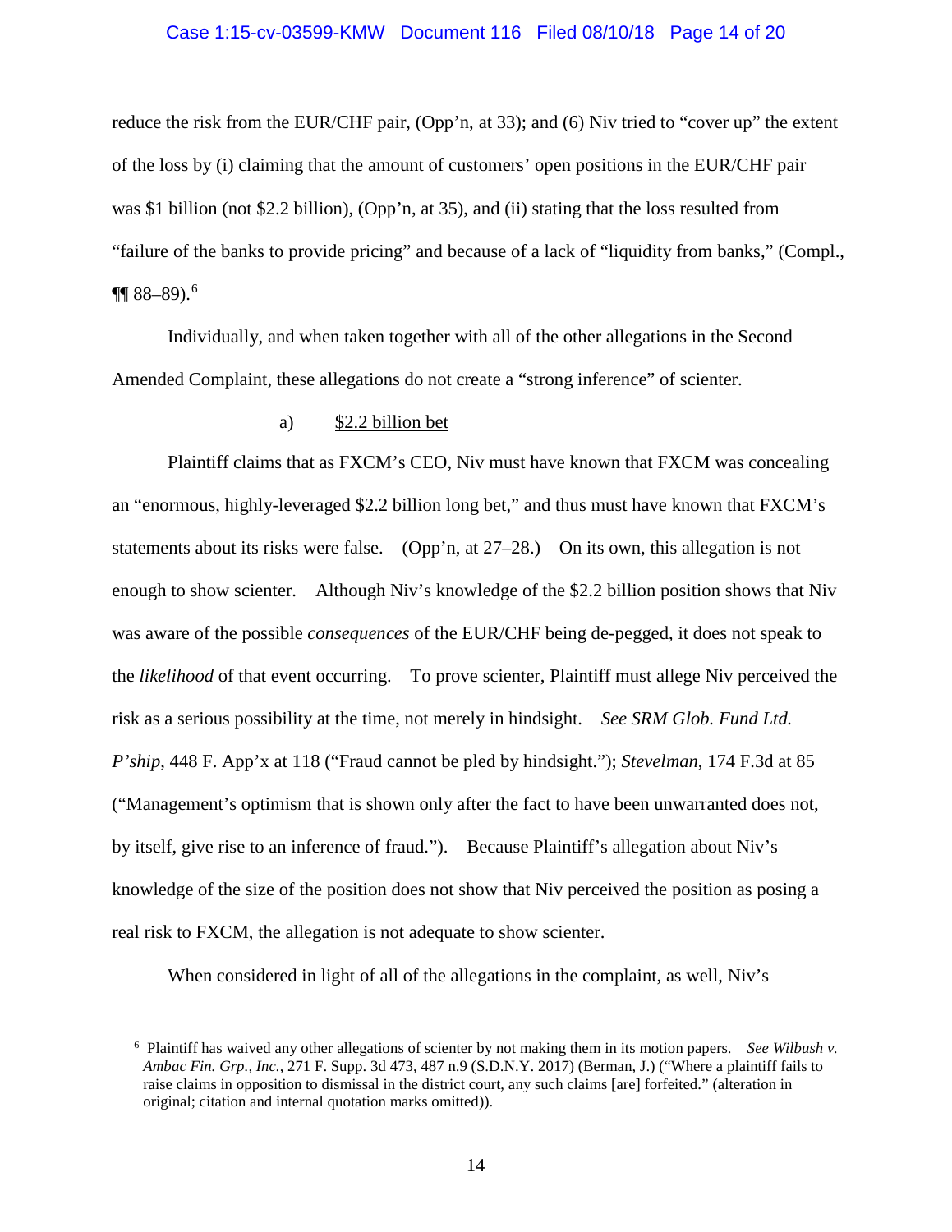reduce the risk from the EUR/CHF pair, (Opp'n, at 33); and (6) Niv tried to "cover up" the extent of the loss by (i) claiming that the amount of customers' open positions in the EUR/CHF pair was $1 billion (not $2.2 billion), (Opp'n, at 35), and (ii) stating that the loss resulted from "failure of the banks to provide pricing" and because of a lack of "liquidity from banks," (Compl., ¶¶ 88–89).[6]

Individually, and when taken together with all of the other allegations in the Second Amended Complaint, these allegations do not create a "strong inference" of scienter.

a) <u>$2.2 billion bet</u>

Plaintiff claims that as FXCM's CEO, Niv must have known that FXCM was concealing an "enormous, highly-leveraged $2.2 billion long bet," and thus must have known that FXCM's statements about its risks were false. (Opp'n, at 27–28.) On its own, this allegation is not enough to show scienter. Although Niv's knowledge of the $2.2 billion position shows that Niv was aware of the possible *consequences* of the EUR/CHF being de-pegged, it does not speak to the *likelihood* of that event occurring. To prove scienter, Plaintiff must allege Niv perceived the risk as a serious possibility at the time, not merely in hindsight. *See SRM Glob. Fund Ltd. P'ship*, 448 F. App'x at 118 ("Fraud cannot be pled by hindsight."); *Stevelman*, 174 F.3d at 85 ("Management's optimism that is shown only after the fact to have been unwarranted does not, by itself, give rise to an inference of fraud."). Because Plaintiff's allegation about Niv's knowledge of the size of the position does not show that Niv perceived the position as posing a real risk to FXCM, the allegation is not adequate to show scienter.

When considered in light of all of the allegations in the complaint, as well, Niv's

---

[6] Plaintiff has waived any other allegations of scienter by not making them in its motion papers. *See Wilbush v. Ambac Fin. Grp., Inc.*, 271 F. Supp. 3d 473, 487 n.9 (S.D.N.Y. 2017) (Berman, J.) ("Where a plaintiff fails to raise claims in opposition to dismissal in the district court, any such claims [are] forfeited." (alteration in original; citation and internal quotation marks omitted)).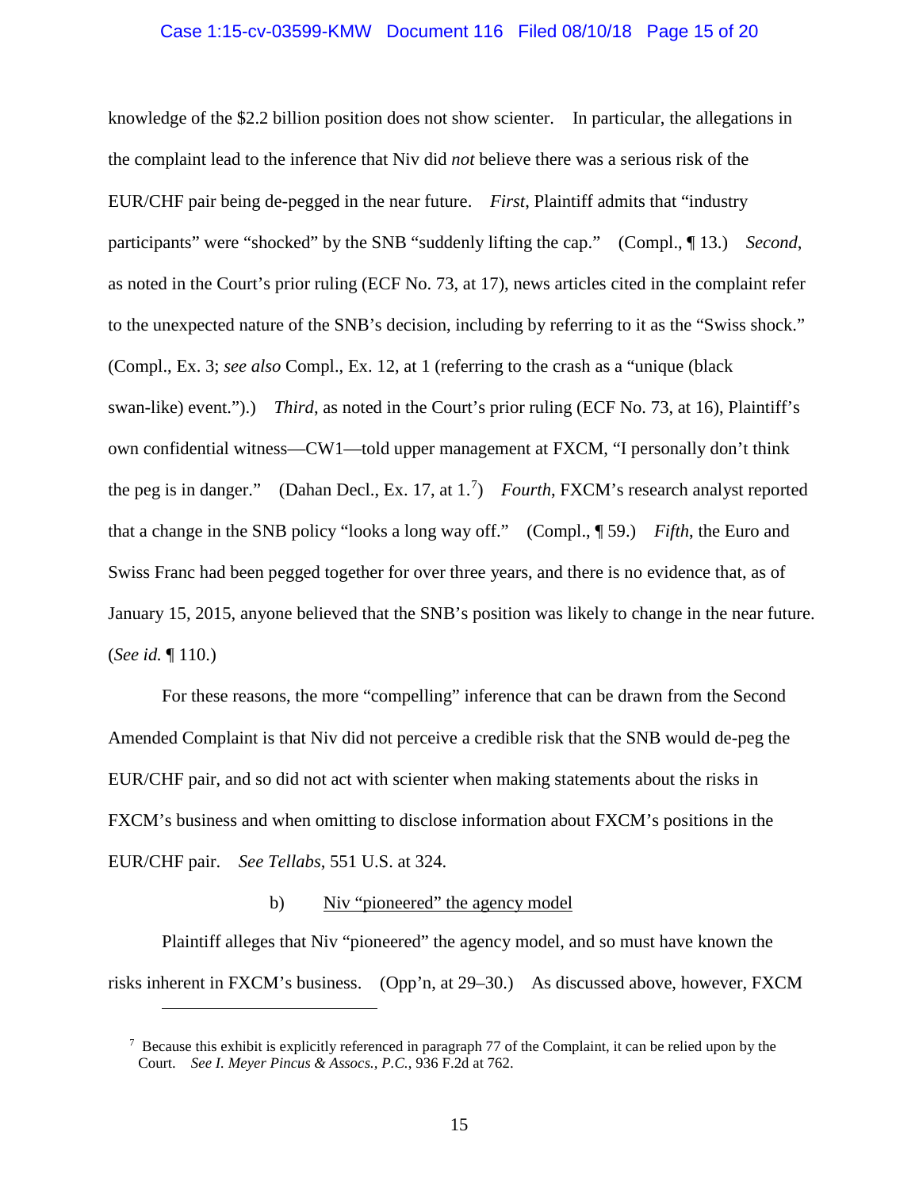knowledge of the $2.2 billion position does not show scienter. In particular, the allegations in the complaint lead to the inference that Niv did *not* believe there was a serious risk of the EUR/CHF pair being de-pegged in the near future. *First*, Plaintiff admits that "industry participants" were "shocked" by the SNB "suddenly lifting the cap." (Compl., ¶ 13.) *Second*, as noted in the Court's prior ruling (ECF No. 73, at 17), news articles cited in the complaint refer to the unexpected nature of the SNB's decision, including by referring to it as the "Swiss shock." (Compl., Ex. 3; *see also* Compl., Ex. 12, at 1 (referring to the crash as a "unique (black swan-like) event.").) *Third*, as noted in the Court's prior ruling (ECF No. 73, at 16), Plaintiff's own confidential witness—CW1—told upper management at FXCM, "I personally don't think the peg is in danger." (Dahan Decl., Ex. 17, at 1.[7]) *Fourth*, FXCM's research analyst reported that a change in the SNB policy "looks a long way off." (Compl., ¶ 59.) *Fifth*, the Euro and Swiss Franc had been pegged together for over three years, and there is no evidence that, as of January 15, 2015, anyone believed that the SNB's position was likely to change in the near future. (*See id.* ¶ 110.)

For these reasons, the more "compelling" inference that can be drawn from the Second Amended Complaint is that Niv did not perceive a credible risk that the SNB would de-peg the EUR/CHF pair, and so did not act with scienter when making statements about the risks in FXCM's business and when omitting to disclose information about FXCM's positions in the EUR/CHF pair. *See Tellabs*, 551 U.S. at 324.

b) Niv "pioneered" the agency model

Plaintiff alleges that Niv "pioneered" the agency model, and so must have known the risks inherent in FXCM's business. (Opp'n, at 29–30.) As discussed above, however, FXCM

---

[7] Because this exhibit is explicitly referenced in paragraph 77 of the Complaint, it can be relied upon by the Court. *See I. Meyer Pincus & Assocs., P.C.*, 936 F.2d at 762.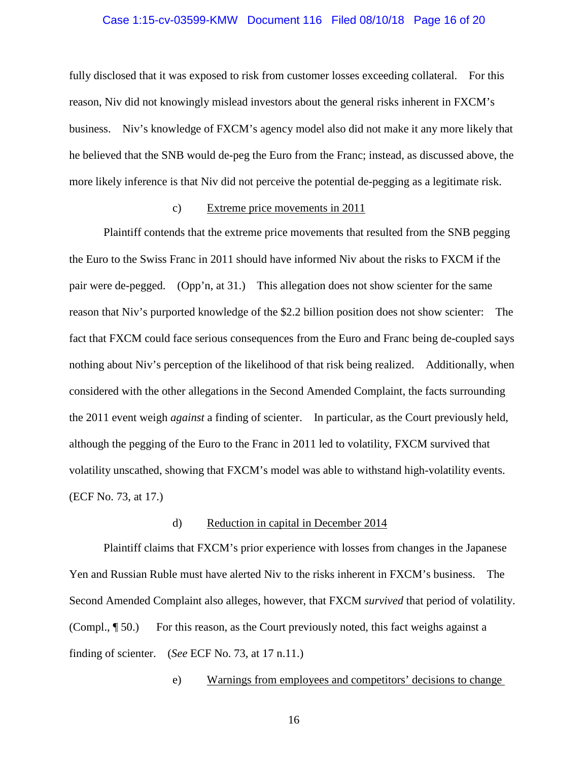fully disclosed that it was exposed to risk from customer losses exceeding collateral. For this reason, Niv did not knowingly mislead investors about the general risks inherent in FXCM's business. Niv's knowledge of FXCM's agency model also did not make it any more likely that he believed that the SNB would de-peg the Euro from the Franc; instead, as discussed above, the more likely inference is that Niv did not perceive the potential de-pegging as a legitimate risk.

c) Extreme price movements in 2011

Plaintiff contends that the extreme price movements that resulted from the SNB pegging the Euro to the Swiss Franc in 2011 should have informed Niv about the risks to FXCM if the pair were de-pegged. (Opp'n, at 31.) This allegation does not show scienter for the same reason that Niv's purported knowledge of the $2.2 billion position does not show scienter: The fact that FXCM could face serious consequences from the Euro and Franc being de-coupled says nothing about Niv's perception of the likelihood of that risk being realized. Additionally, when considered with the other allegations in the Second Amended Complaint, the facts surrounding the 2011 event weigh *against* a finding of scienter. In particular, as the Court previously held, although the pegging of the Euro to the Franc in 2011 led to volatility, FXCM survived that volatility unscathed, showing that FXCM's model was able to withstand high-volatility events. (ECF No. 73, at 17.)

d) Reduction in capital in December 2014

Plaintiff claims that FXCM's prior experience with losses from changes in the Japanese Yen and Russian Ruble must have alerted Niv to the risks inherent in FXCM's business. The Second Amended Complaint also alleges, however, that FXCM *survived* that period of volatility. (Compl., ¶ 50.) For this reason, as the Court previously noted, this fact weighs against a finding of scienter. (*See* ECF No. 73, at 17 n.11.)

e) Warnings from employees and competitors' decisions to change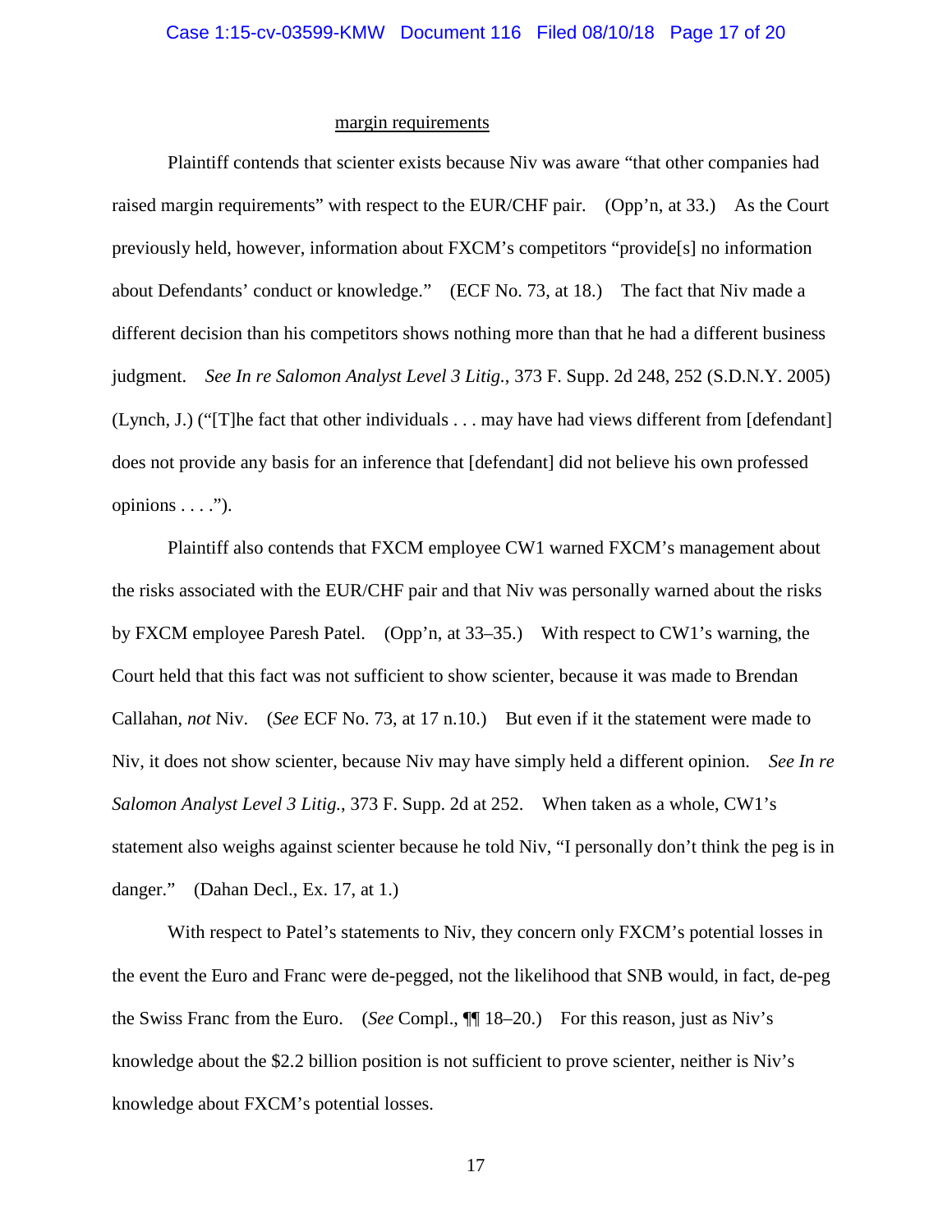<u>margin requirements</u>

Plaintiff contends that scienter exists because Niv was aware "that other companies had raised margin requirements" with respect to the EUR/CHF pair. (Opp'n, at 33.) As the Court previously held, however, information about FXCM's competitors "provide[s] no information about Defendants' conduct or knowledge." (ECF No. 73, at 18.) The fact that Niv made a different decision than his competitors shows nothing more than that he had a different business judgment. *See In re Salomon Analyst Level 3 Litig.*, 373 F. Supp. 2d 248, 252 (S.D.N.Y. 2005) (Lynch, J.) ("[T]he fact that other individuals . . . may have had views different from [defendant] does not provide any basis for an inference that [defendant] did not believe his own professed opinions . . . .").

Plaintiff also contends that FXCM employee CW1 warned FXCM's management about the risks associated with the EUR/CHF pair and that Niv was personally warned about the risks by FXCM employee Paresh Patel. (Opp'n, at 33–35.) With respect to CW1's warning, the Court held that this fact was not sufficient to show scienter, because it was made to Brendan Callahan, *not* Niv. (*See* ECF No. 73, at 17 n.10.) But even if it the statement were made to Niv, it does not show scienter, because Niv may have simply held a different opinion. *See In re Salomon Analyst Level 3 Litig.*, 373 F. Supp. 2d at 252. When taken as a whole, CW1's statement also weighs against scienter because he told Niv, "I personally don't think the peg is in danger." (Dahan Decl., Ex. 17, at 1.)

With respect to Patel's statements to Niv, they concern only FXCM's potential losses in the event the Euro and Franc were de-pegged, not the likelihood that SNB would, in fact, de-peg the Swiss Franc from the Euro. (*See* Compl., ¶¶ 18–20.) For this reason, just as Niv's knowledge about the $2.2 billion position is not sufficient to prove scienter, neither is Niv's knowledge about FXCM's potential losses.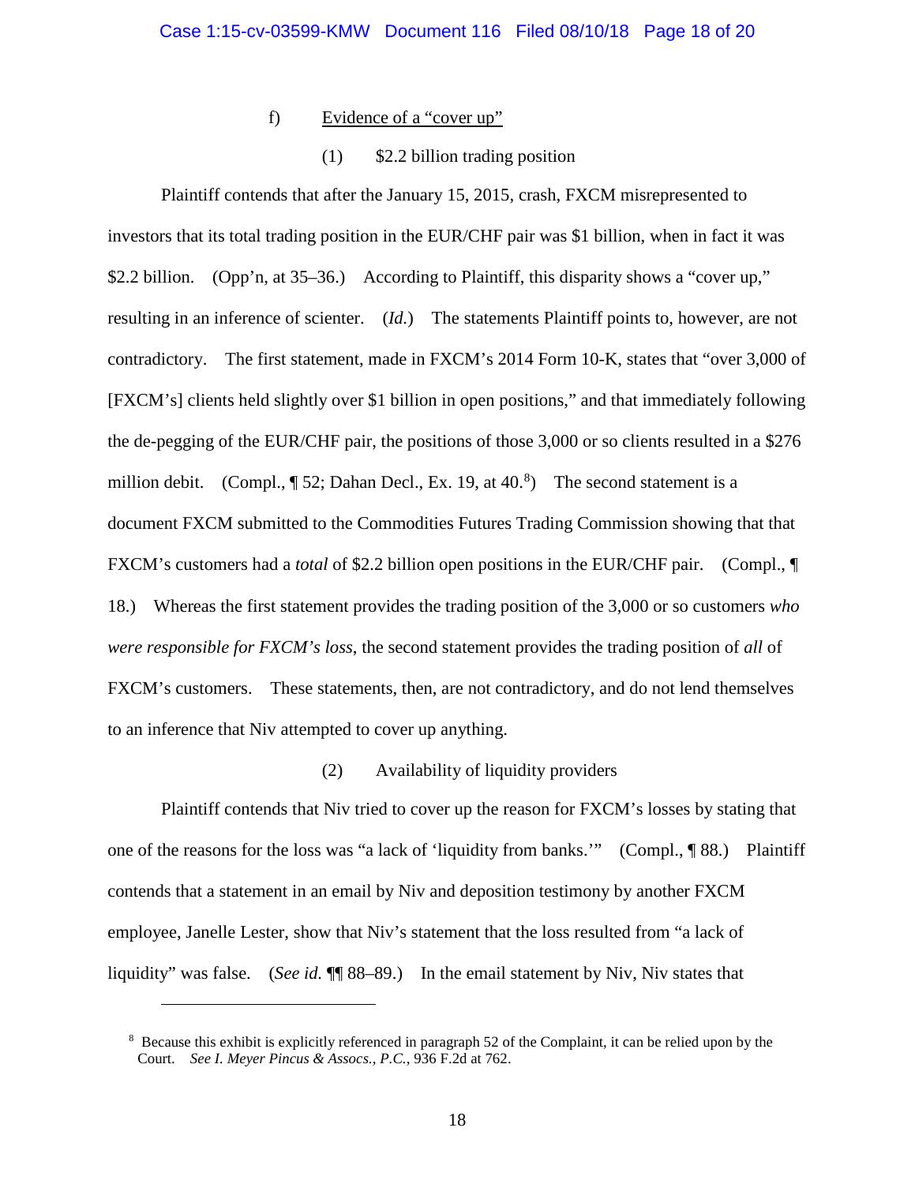f) Evidence of a "cover up"

(1) $2.2 billion trading position

Plaintiff contends that after the January 15, 2015, crash, FXCM misrepresented to investors that its total trading position in the EUR/CHF pair was $1 billion, when in fact it was $2.2 billion. (Opp'n, at 35–36.) According to Plaintiff, this disparity shows a "cover up," resulting in an inference of scienter. (*Id.*) The statements Plaintiff points to, however, are not contradictory. The first statement, made in FXCM's 2014 Form 10-K, states that "over 3,000 of [FXCM's] clients held slightly over $1 billion in open positions," and that immediately following the de-pegging of the EUR/CHF pair, the positions of those 3,000 or so clients resulted in a $276 million debit. (Compl., ¶ 52; Dahan Decl., Ex. 19, at 40.[8]) The second statement is a document FXCM submitted to the Commodities Futures Trading Commission showing that that FXCM's customers had a *total* of $2.2 billion open positions in the EUR/CHF pair. (Compl., ¶ 18.) Whereas the first statement provides the trading position of the 3,000 or so customers *who were responsible for FXCM's loss*, the second statement provides the trading position of *all* of FXCM's customers. These statements, then, are not contradictory, and do not lend themselves to an inference that Niv attempted to cover up anything.

(2) Availability of liquidity providers

Plaintiff contends that Niv tried to cover up the reason for FXCM's losses by stating that one of the reasons for the loss was "a lack of 'liquidity from banks.'" (Compl., ¶ 88.) Plaintiff contends that a statement in an email by Niv and deposition testimony by another FXCM employee, Janelle Lester, show that Niv's statement that the loss resulted from "a lack of liquidity" was false. (*See id.* ¶¶ 88–89.) In the email statement by Niv, Niv states that

[8] Because this exhibit is explicitly referenced in paragraph 52 of the Complaint, it can be relied upon by the Court. *See I. Meyer Pincus & Assocs., P.C.*, 936 F.2d at 762.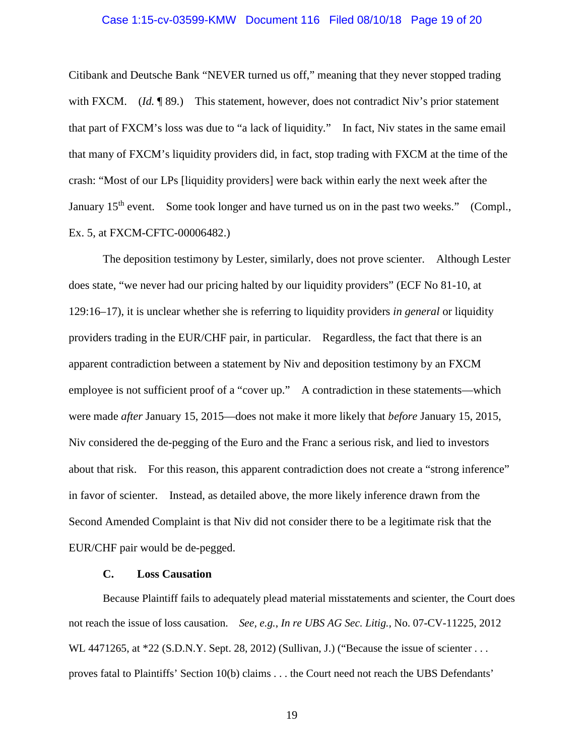Citibank and Deutsche Bank "NEVER turned us off," meaning that they never stopped trading with FXCM. (*Id.* ¶ 89.) This statement, however, does not contradict Niv's prior statement that part of FXCM's loss was due to "a lack of liquidity." In fact, Niv states in the same email that many of FXCM's liquidity providers did, in fact, stop trading with FXCM at the time of the crash: "Most of our LPs [liquidity providers] were back within early the next week after the January 15th event. Some took longer and have turned us on in the past two weeks." (Compl., Ex. 5, at FXCM-CFTC-00006482.)

The deposition testimony by Lester, similarly, does not prove scienter. Although Lester does state, "we never had our pricing halted by our liquidity providers" (ECF No 81-10, at 129:16–17), it is unclear whether she is referring to liquidity providers *in general* or liquidity providers trading in the EUR/CHF pair, in particular. Regardless, the fact that there is an apparent contradiction between a statement by Niv and deposition testimony by an FXCM employee is not sufficient proof of a "cover up." A contradiction in these statements—which were made *after* January 15, 2015—does not make it more likely that *before* January 15, 2015, Niv considered the de-pegging of the Euro and the Franc a serious risk, and lied to investors about that risk. For this reason, this apparent contradiction does not create a "strong inference" in favor of scienter. Instead, as detailed above, the more likely inference drawn from the Second Amended Complaint is that Niv did not consider there to be a legitimate risk that the EUR/CHF pair would be de-pegged.

### C. Loss Causation

Because Plaintiff fails to adequately plead material misstatements and scienter, the Court does not reach the issue of loss causation. *See, e.g.*, *In re UBS AG Sec. Litig.*, No. 07-CV-11225, 2012 WL 4471265, at *22 (S.D.N.Y. Sept. 28, 2012) (Sullivan, J.) ("Because the issue of scienter . . . proves fatal to Plaintiffs' Section 10(b) claims . . . the Court need not reach the UBS Defendants'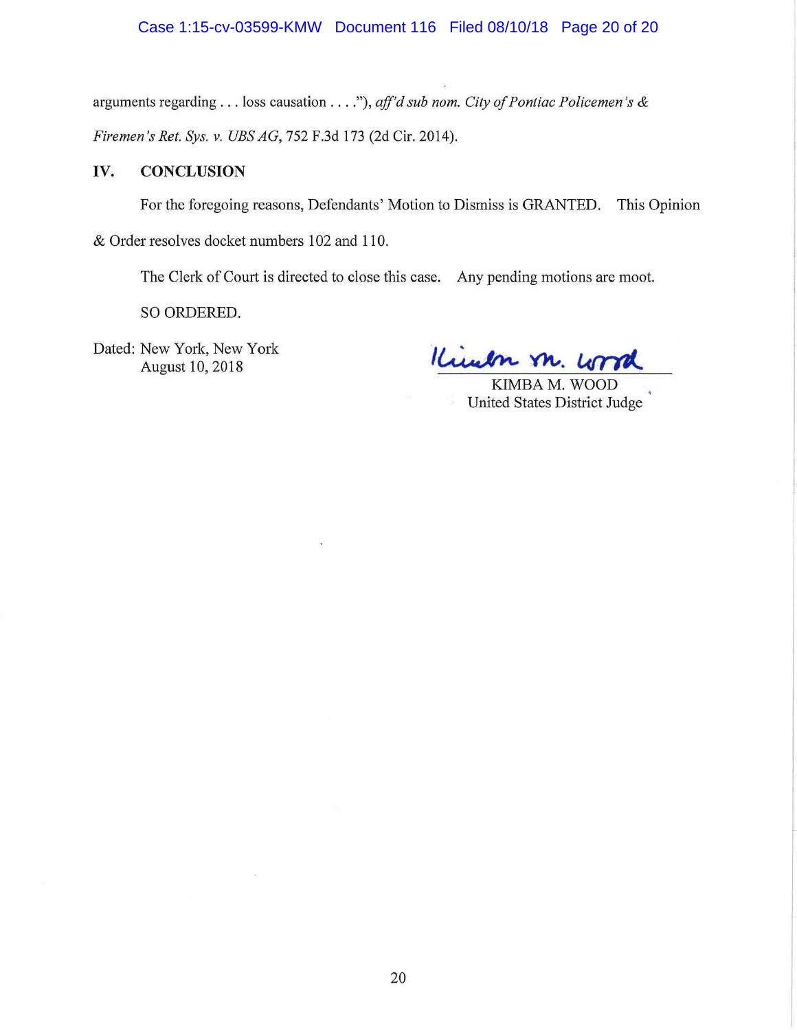arguments regarding . . . loss causation . . . ."), *aff'd sub nom. City of Pontiac Policemen's & Firemen's Ret. Sys. v. UBS AG*, 752 F.3d 173 (2d Cir. 2014).

## IV. CONCLUSION

For the foregoing reasons, Defendants' Motion to Dismiss is GRANTED. This Opinion & Order resolves docket numbers 102 and 110.

The Clerk of Court is directed to close this case. Any pending motions are moot.

SO ORDERED.

Dated: New York, New York
August 10, 2018

Kimba M. Wood

KIMBA M. WOOD
United States District Judge